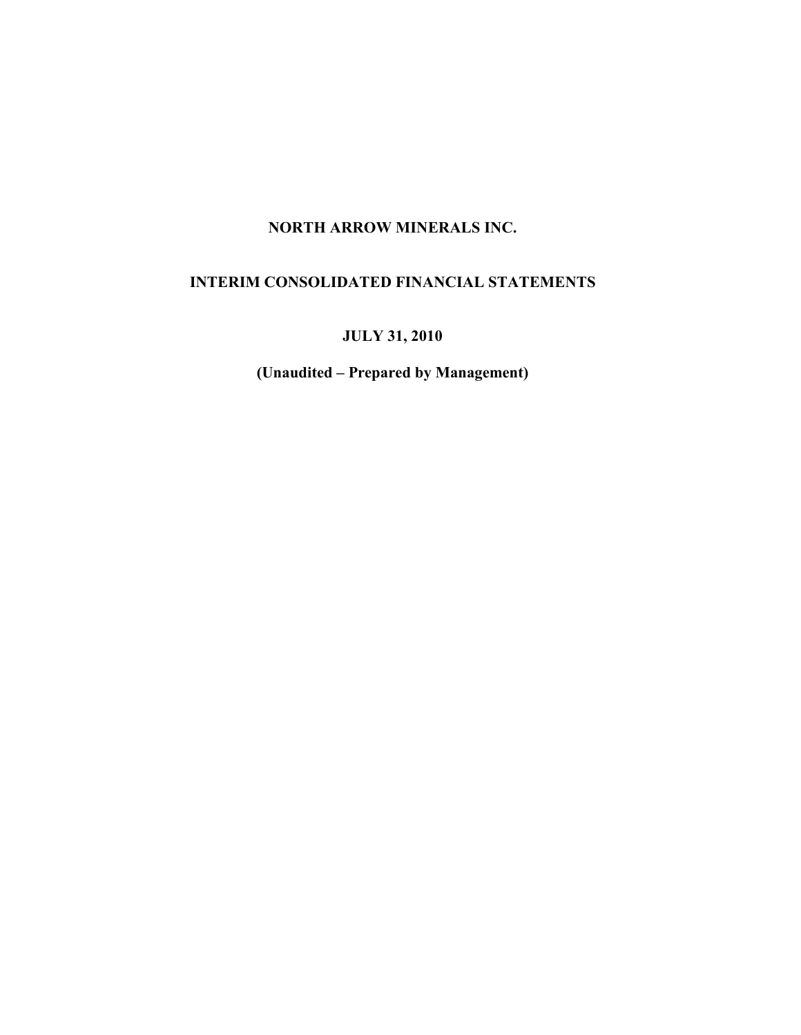# NORTH ARROW MINERALS INC.

## INTERIM CONSOLIDATED FINANCIAL STATEMENTS

### JULY 31, 2010

**(Unaudited – Prepared by Management)**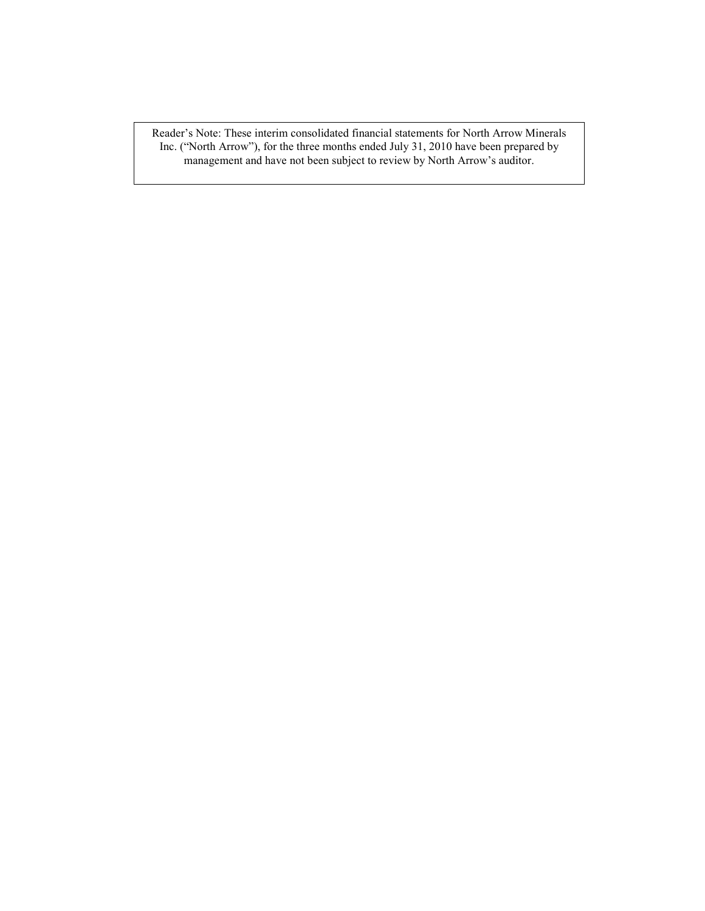Reader's Note: These interim consolidated financial statements for North Arrow Minerals Inc. ("North Arrow"), for the three months ended July 31, 2010 have been prepared by management and have not been subject to review by North Arrow's auditor.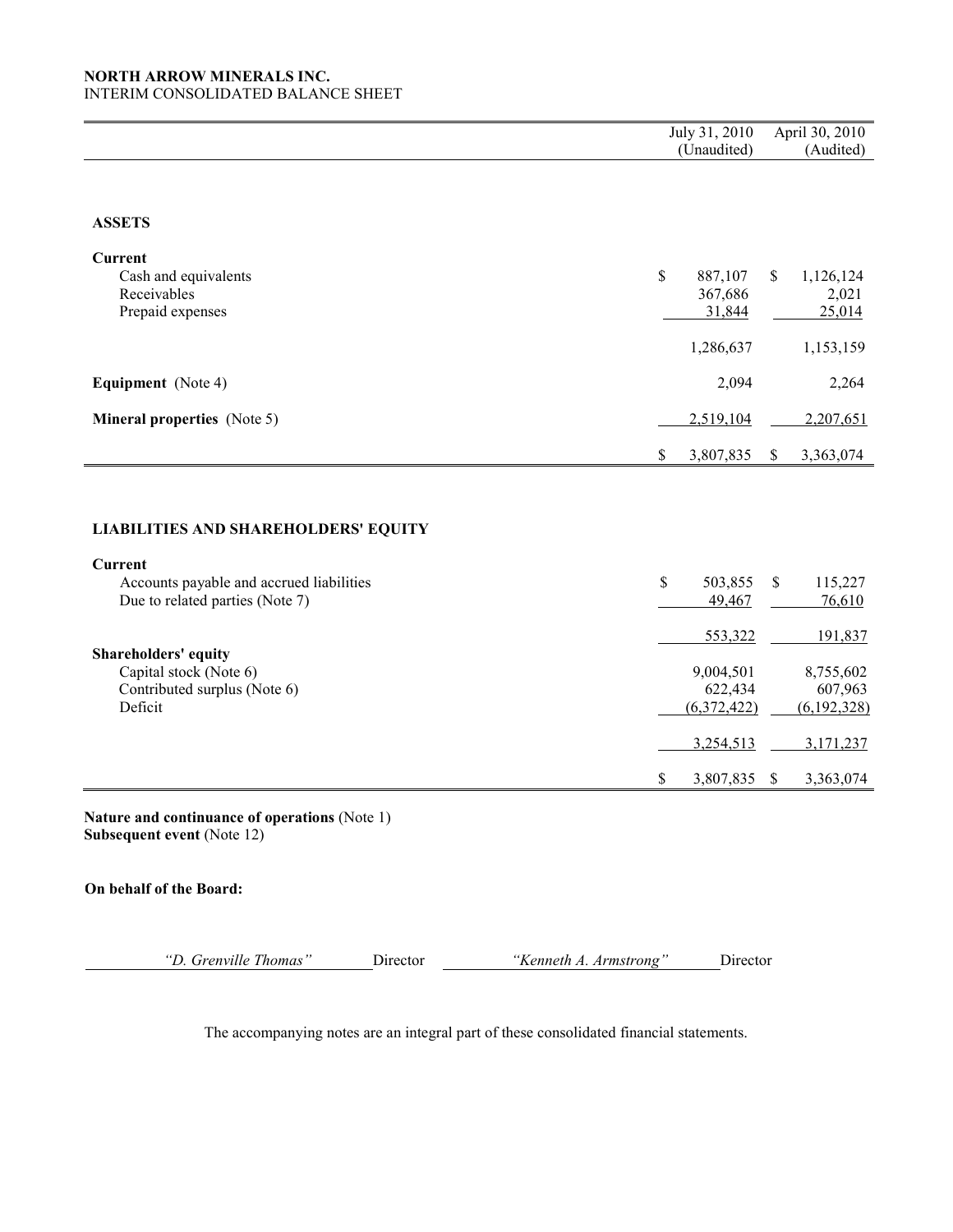**NORTH ARROW MINERALS INC.**
INTERIM CONSOLIDATED BALANCE SHEET

| | July 31, 2010 (Unaudited) | April 30, 2010 (Audited) |
|---|---|---|
| **ASSETS** | | |
| **Current** | | |
| Cash and equivalents | $ 887,107 | $ 1,126,124 |
| Receivables | 367,686 | 2,021 |
| Prepaid expenses | 31,844 | 25,014 |
| | 1,286,637 | 1,153,159 |
| **Equipment** (Note 4) | 2,094 | 2,264 |
| **Mineral properties** (Note 5) | 2,519,104 | 2,207,651 |
| | $ 3,807,835 | $ 3,363,074 |
| **LIABILITIES AND SHAREHOLDERS' EQUITY** | | |
| **Current** | | |
| Accounts payable and accrued liabilities | $ 503,855 | $ 115,227 |
| Due to related parties (Note 7) | 49,467 | 76,610 |
| | 553,322 | 191,837 |
| **Shareholders' equity** | | |
| Capital stock (Note 6) | 9,004,501 | 8,755,602 |
| Contributed surplus (Note 6) | 622,434 | 607,963 |
| Deficit | (6,372,422) | (6,192,328) |
| | 3,254,513 | 3,171,237 |
| | $ 3,807,835 | $ 3,363,074 |

**Nature and continuance of operations** (Note 1)
**Subsequent event** (Note 12)

**On behalf of the Board:**

*"D. Grenville Thomas"* Director *"Kenneth A. Armstrong"* Director

The accompanying notes are an integral part of these consolidated financial statements.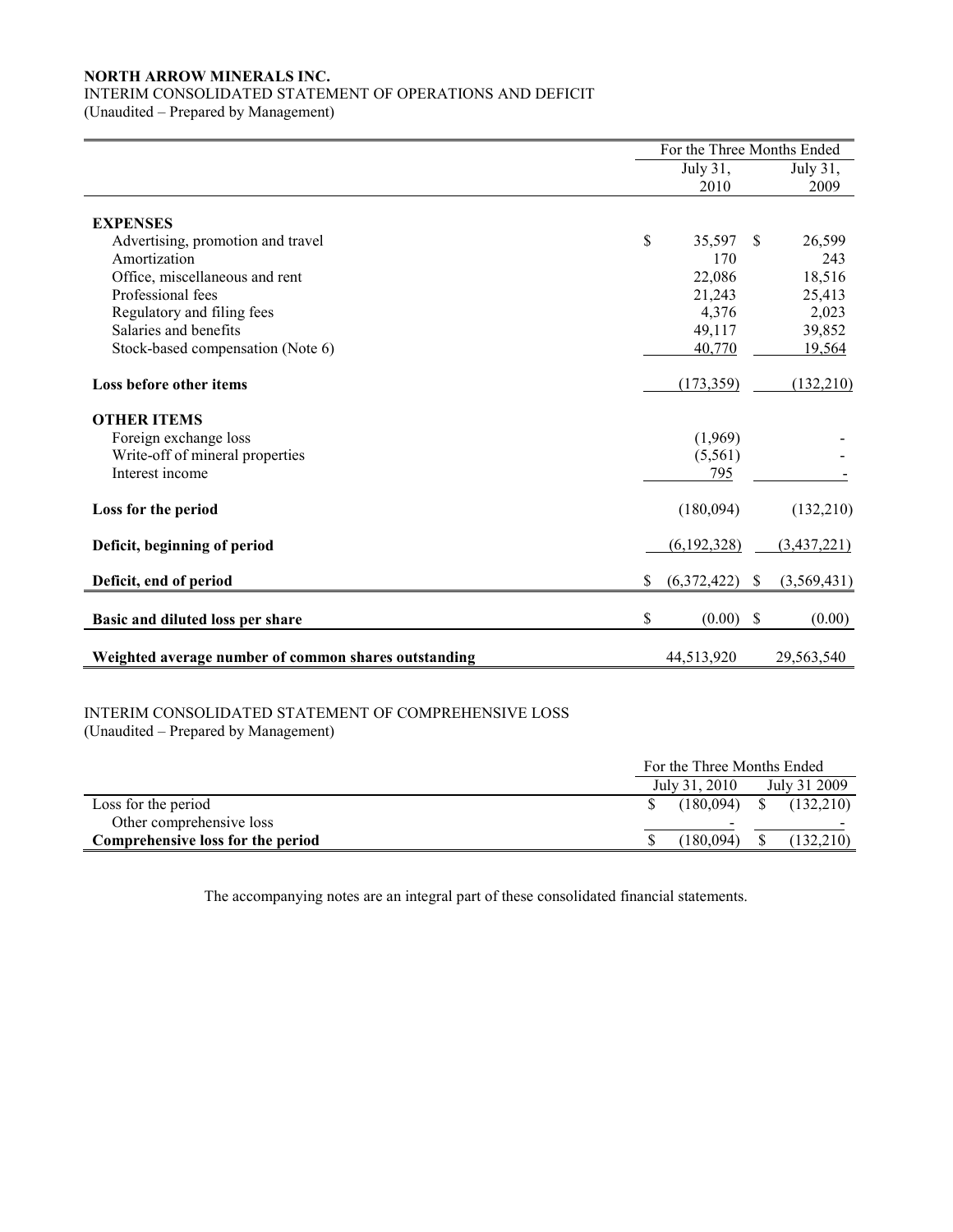**NORTH ARROW MINERALS INC.**

INTERIM CONSOLIDATED STATEMENT OF OPERATIONS AND DEFICIT

(Unaudited – Prepared by Management)

| | For the Three Months Ended | |
|---|---|---|
| | July 31, 2010 | July 31, 2009 |
| **EXPENSES** | | |
| Advertising, promotion and travel | $ 35,597 | $ 26,599 |
| Amortization | 170 | 243 |
| Office, miscellaneous and rent | 22,086 | 18,516 |
| Professional fees | 21,243 | 25,413 |
| Regulatory and filing fees | 4,376 | 2,023 |
| Salaries and benefits | 49,117 | 39,852 |
| Stock-based compensation (Note 6) | 40,770 | 19,564 |
| **Loss before other items** | (173,359) | (132,210) |
| **OTHER ITEMS** | | |
| Foreign exchange loss | (1,969) | - |
| Write-off of mineral properties | (5,561) | - |
| Interest income | 795 | - |
| **Loss for the period** | (180,094) | (132,210) |
| **Deficit, beginning of period** | (6,192,328) | (3,437,221) |
| **Deficit, end of period** | $ (6,372,422) | $ (3,569,431) |
| **Basic and diluted loss per share** | $ (0.00) | $ (0.00) |
| **Weighted average number of common shares outstanding** | 44,513,920 | 29,563,540 |

INTERIM CONSOLIDATED STATEMENT OF COMPREHENSIVE LOSS

(Unaudited – Prepared by Management)

| | For the Three Months Ended | |
|---|---|---|
| | July 31, 2010 | July 31 2009 |
| Loss for the period | $ (180,094) | $ (132,210) |
| Other comprehensive loss | - | - |
| **Comprehensive loss for the period** | $ (180,094) | $ (132,210) |

The accompanying notes are an integral part of these consolidated financial statements.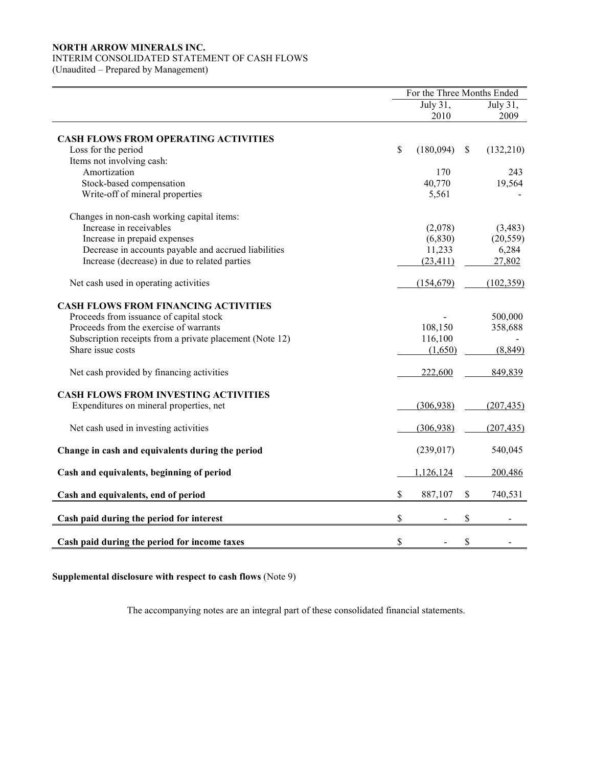**NORTH ARROW MINERALS INC.**
INTERIM CONSOLIDATED STATEMENT OF CASH FLOWS
(Unaudited – Prepared by Management)

| | For the Three Months Ended | |
|---|---|---|
| | July 31, 2010 | July 31, 2009 |
| **CASH FLOWS FROM OPERATING ACTIVITIES** | | |
| Loss for the period | $ (180,094) | $ (132,210) |
| Items not involving cash: | | |
| Amortization | 170 | 243 |
| Stock-based compensation | 40,770 | 19,564 |
| Write-off of mineral properties | 5,561 | - |
| Changes in non-cash working capital items: | | |
| Increase in receivables | (2,078) | (3,483) |
| Increase in prepaid expenses | (6,830) | (20,559) |
| Decrease in accounts payable and accrued liabilities | 11,233 | 6,284 |
| Increase (decrease) in due to related parties | (23,411) | 27,802 |
| Net cash used in operating activities | (154,679) | (102,359) |
| **CASH FLOWS FROM FINANCING ACTIVITIES** | | |
| Proceeds from issuance of capital stock | - | 500,000 |
| Proceeds from the exercise of warrants | 108,150 | 358,688 |
| Subscription receipts from a private placement (Note 12) | 116,100 | - |
| Share issue costs | (1,650) | (8,849) |
| Net cash provided by financing activities | 222,600 | 849,839 |
| **CASH FLOWS FROM INVESTING ACTIVITIES** | | |
| Expenditures on mineral properties, net | (306,938) | (207,435) |
| Net cash used in investing activities | (306,938) | (207,435) |
| **Change in cash and equivalents during the period** | (239,017) | 540,045 |
| **Cash and equivalents, beginning of period** | 1,126,124 | 200,486 |
| **Cash and equivalents, end of period** | $ 887,107 | $ 740,531 |
| **Cash paid during the period for interest** | $ - | $ - |
| **Cash paid during the period for income taxes** | $ - | $ - |

**Supplemental disclosure with respect to cash flows** (Note 9)

The accompanying notes are an integral part of these consolidated financial statements.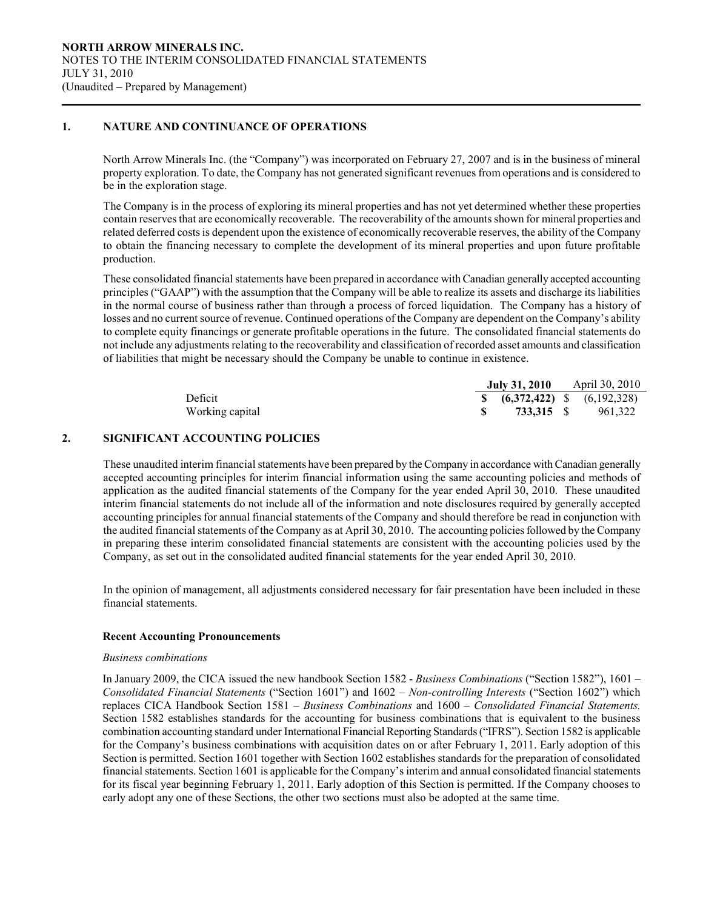**NORTH ARROW MINERALS INC.**
NOTES TO THE INTERIM CONSOLIDATED FINANCIAL STATEMENTS
JULY 31, 2010
(Unaudited – Prepared by Management)

## 1. NATURE AND CONTINUANCE OF OPERATIONS

North Arrow Minerals Inc. (the "Company") was incorporated on February 27, 2007 and is in the business of mineral property exploration. To date, the Company has not generated significant revenues from operations and is considered to be in the exploration stage.

The Company is in the process of exploring its mineral properties and has not yet determined whether these properties contain reserves that are economically recoverable. The recoverability of the amounts shown for mineral properties and related deferred costs is dependent upon the existence of economically recoverable reserves, the ability of the Company to obtain the financing necessary to complete the development of its mineral properties and upon future profitable production.

These consolidated financial statements have been prepared in accordance with Canadian generally accepted accounting principles ("GAAP") with the assumption that the Company will be able to realize its assets and discharge its liabilities in the normal course of business rather than through a process of forced liquidation. The Company has a history of losses and no current source of revenue. Continued operations of the Company are dependent on the Company's ability to complete equity financings or generate profitable operations in the future. The consolidated financial statements do not include any adjustments relating to the recoverability and classification of recorded asset amounts and classification of liabilities that might be necessary should the Company be unable to continue in existence.

| | **July 31, 2010** | April 30, 2010 |
|---|---|---|
| Deficit | **$ (6,372,422)** | $ (6,192,328) |
| Working capital | **$ 733,315** | $ 961,322 |

## 2. SIGNIFICANT ACCOUNTING POLICIES

These unaudited interim financial statements have been prepared by the Company in accordance with Canadian generally accepted accounting principles for interim financial information using the same accounting policies and methods of application as the audited financial statements of the Company for the year ended April 30, 2010. These unaudited interim financial statements do not include all of the information and note disclosures required by generally accepted accounting principles for annual financial statements of the Company and should therefore be read in conjunction with the audited financial statements of the Company as at April 30, 2010. The accounting policies followed by the Company in preparing these interim consolidated financial statements are consistent with the accounting policies used by the Company, as set out in the consolidated audited financial statements for the year ended April 30, 2010.

In the opinion of management, all adjustments considered necessary for fair presentation have been included in these financial statements.

### Recent Accounting Pronouncements

*Business combinations*

In January 2009, the CICA issued the new handbook Section 1582 - *Business Combinations* ("Section 1582"), 1601 – *Consolidated Financial Statements* ("Section 1601") and 1602 – *Non-controlling Interests* ("Section 1602") which replaces CICA Handbook Section 1581 – *Business Combinations* and 1600 – *Consolidated Financial Statements.* Section 1582 establishes standards for the accounting for business combinations that is equivalent to the business combination accounting standard under International Financial Reporting Standards ("IFRS"). Section 1582 is applicable for the Company's business combinations with acquisition dates on or after February 1, 2011. Early adoption of this Section is permitted. Section 1601 together with Section 1602 establishes standards for the preparation of consolidated financial statements. Section 1601 is applicable for the Company's interim and annual consolidated financial statements for its fiscal year beginning February 1, 2011. Early adoption of this Section is permitted. If the Company chooses to early adopt any one of these Sections, the other two sections must also be adopted at the same time.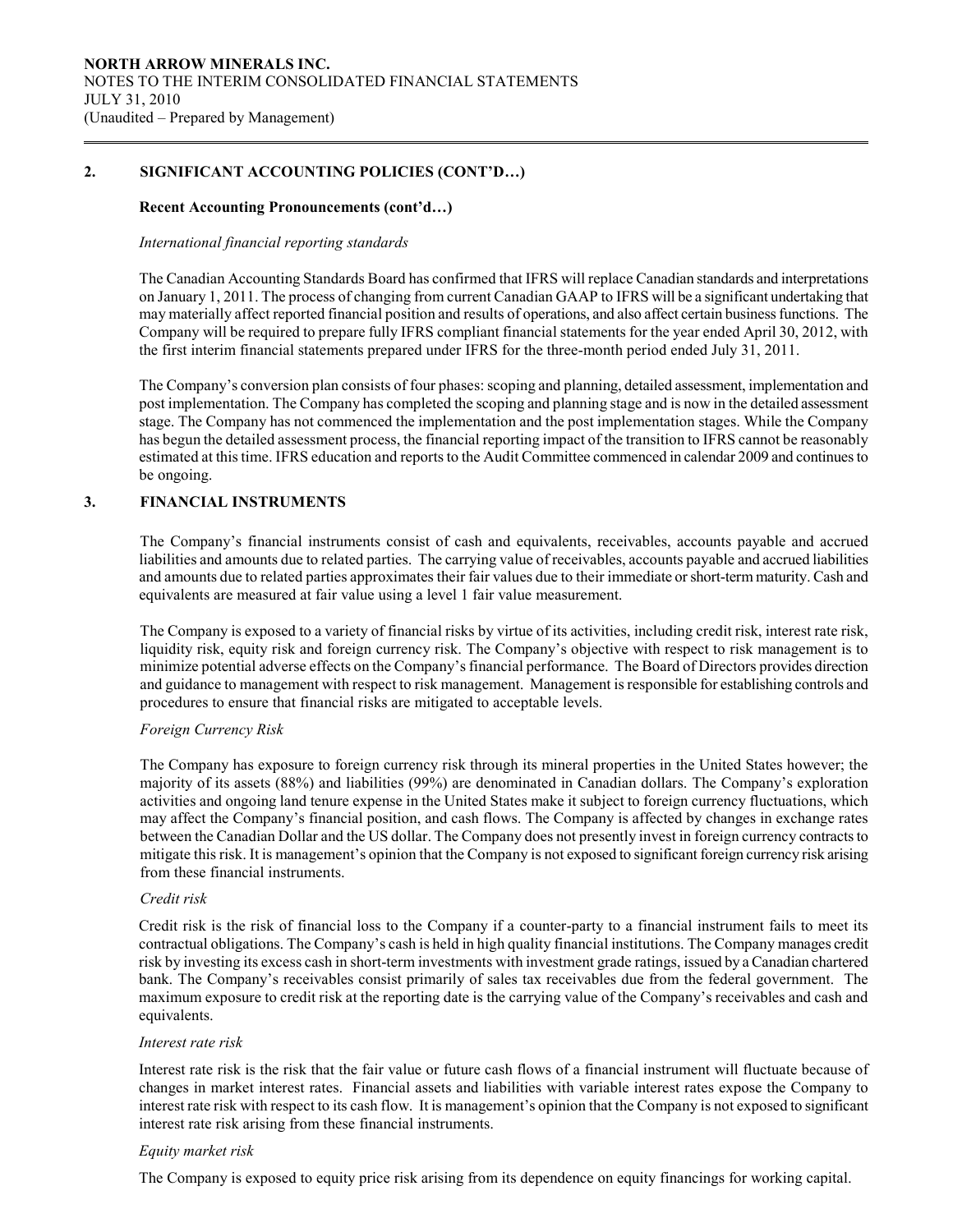**NORTH ARROW MINERALS INC.**
NOTES TO THE INTERIM CONSOLIDATED FINANCIAL STATEMENTS
JULY 31, 2010
(Unaudited – Prepared by Management)

## 2. SIGNIFICANT ACCOUNTING POLICIES (CONT'D…)

### Recent Accounting Pronouncements (cont'd…)

*International financial reporting standards*

The Canadian Accounting Standards Board has confirmed that IFRS will replace Canadian standards and interpretations on January 1, 2011. The process of changing from current Canadian GAAP to IFRS will be a significant undertaking that may materially affect reported financial position and results of operations, and also affect certain business functions. The Company will be required to prepare fully IFRS compliant financial statements for the year ended April 30, 2012, with the first interim financial statements prepared under IFRS for the three-month period ended July 31, 2011.

The Company's conversion plan consists of four phases: scoping and planning, detailed assessment, implementation and post implementation. The Company has completed the scoping and planning stage and is now in the detailed assessment stage. The Company has not commenced the implementation and the post implementation stages. While the Company has begun the detailed assessment process, the financial reporting impact of the transition to IFRS cannot be reasonably estimated at this time. IFRS education and reports to the Audit Committee commenced in calendar 2009 and continues to be ongoing.

## 3. FINANCIAL INSTRUMENTS

The Company's financial instruments consist of cash and equivalents, receivables, accounts payable and accrued liabilities and amounts due to related parties. The carrying value of receivables, accounts payable and accrued liabilities and amounts due to related parties approximates their fair values due to their immediate or short-term maturity. Cash and equivalents are measured at fair value using a level 1 fair value measurement.

The Company is exposed to a variety of financial risks by virtue of its activities, including credit risk, interest rate risk, liquidity risk, equity risk and foreign currency risk. The Company's objective with respect to risk management is to minimize potential adverse effects on the Company's financial performance. The Board of Directors provides direction and guidance to management with respect to risk management. Management is responsible for establishing controls and procedures to ensure that financial risks are mitigated to acceptable levels.

*Foreign Currency Risk*

The Company has exposure to foreign currency risk through its mineral properties in the United States however; the majority of its assets (88%) and liabilities (99%) are denominated in Canadian dollars. The Company's exploration activities and ongoing land tenure expense in the United States make it subject to foreign currency fluctuations, which may affect the Company's financial position, and cash flows. The Company is affected by changes in exchange rates between the Canadian Dollar and the US dollar. The Company does not presently invest in foreign currency contracts to mitigate this risk. It is management's opinion that the Company is not exposed to significant foreign currency risk arising from these financial instruments.

*Credit risk*

Credit risk is the risk of financial loss to the Company if a counter-party to a financial instrument fails to meet its contractual obligations. The Company's cash is held in high quality financial institutions. The Company manages credit risk by investing its excess cash in short-term investments with investment grade ratings, issued by a Canadian chartered bank. The Company's receivables consist primarily of sales tax receivables due from the federal government. The maximum exposure to credit risk at the reporting date is the carrying value of the Company's receivables and cash and equivalents.

*Interest rate risk*

Interest rate risk is the risk that the fair value or future cash flows of a financial instrument will fluctuate because of changes in market interest rates. Financial assets and liabilities with variable interest rates expose the Company to interest rate risk with respect to its cash flow. It is management's opinion that the Company is not exposed to significant interest rate risk arising from these financial instruments.

*Equity market risk*

The Company is exposed to equity price risk arising from its dependence on equity financings for working capital.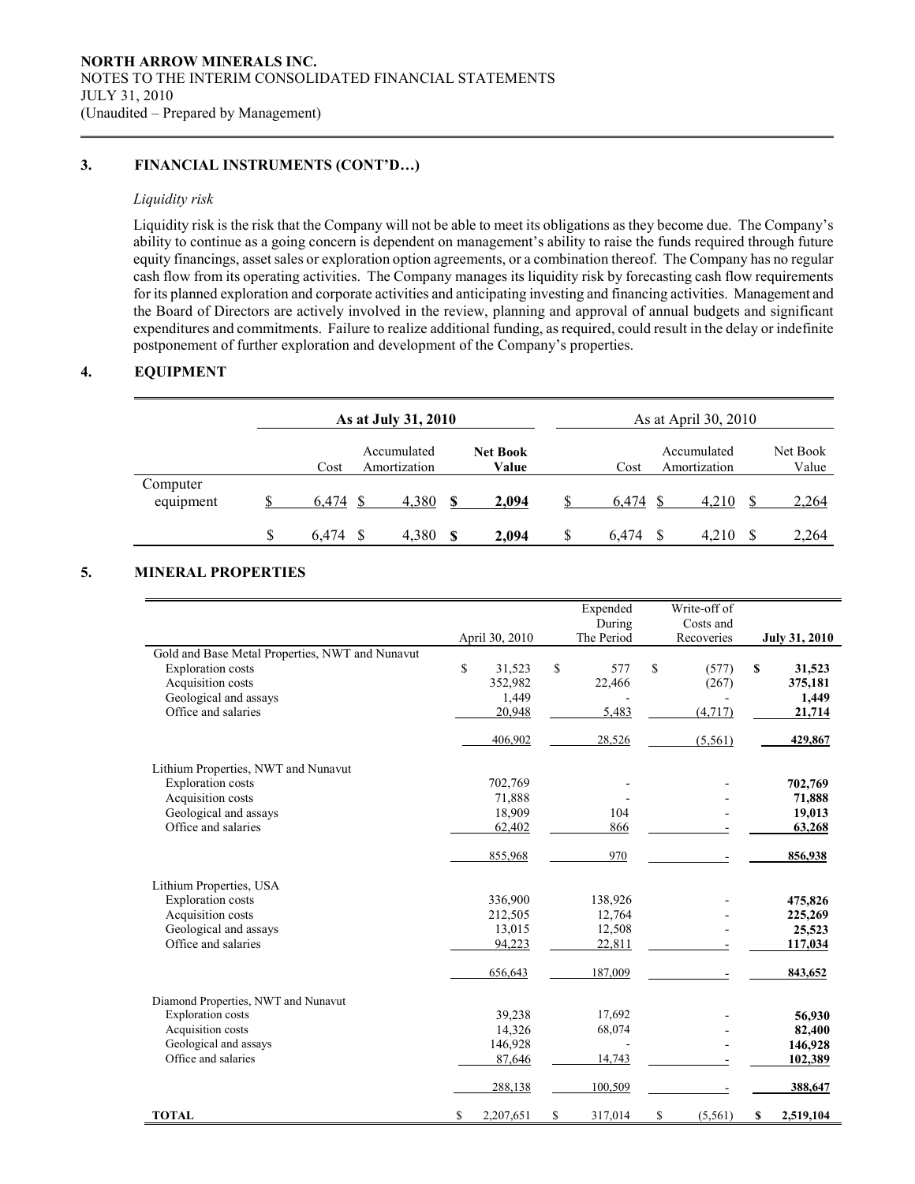NORTH ARROW MINERALS INC.
NOTES TO THE INTERIM CONSOLIDATED FINANCIAL STATEMENTS
JULY 31, 2010
(Unaudited – Prepared by Management)

## 3. FINANCIAL INSTRUMENTS (CONT'D…)

*Liquidity risk*

Liquidity risk is the risk that the Company will not be able to meet its obligations as they become due. The Company's ability to continue as a going concern is dependent on management's ability to raise the funds required through future equity financings, asset sales or exploration option agreements, or a combination thereof. The Company has no regular cash flow from its operating activities. The Company manages its liquidity risk by forecasting cash flow requirements for its planned exploration and corporate activities and anticipating investing and financing activities. Management and the Board of Directors are actively involved in the review, planning and approval of annual budgets and significant expenditures and commitments. Failure to realize additional funding, as required, could result in the delay or indefinite postponement of further exploration and development of the Company's properties.

## 4. EQUIPMENT

| | **As at July 31, 2010** | | | As at April 30, 2010 | | |
|---|---|---|---|---|---|---|
| | Cost | Accumulated Amortization | **Net Book Value** | Cost | Accumulated Amortization | Net Book Value |
| Computer equipment | $ 6,474 | $ 4,380 | **$ 2,094** | $ 6,474 | $ 4,210 | $ 2,264 |
| | $ 6,474 | $ 4,380 | **$ 2,094** | $ 6,474 | $ 4,210 | $ 2,264 |

## 5. MINERAL PROPERTIES

| | April 30, 2010 | Expended During The Period | Write-off of Costs and Recoveries | **July 31, 2010** |
|---|---|---|---|---|
| Gold and Base Metal Properties, NWT and Nunavut | | | | |
| Exploration costs | $ 31,523 | $ 577 | $ (577) | **$ 31,523** |
| Acquisition costs | 352,982 | 22,466 | (267) | **375,181** |
| Geological and assays | 1,449 | - | - | **1,449** |
| Office and salaries | 20,948 | 5,483 | (4,717) | **21,714** |
| | 406,902 | 28,526 | (5,561) | **429,867** |
| Lithium Properties, NWT and Nunavut | | | | |
| Exploration costs | 702,769 | - | - | **702,769** |
| Acquisition costs | 71,888 | - | - | **71,888** |
| Geological and assays | 18,909 | 104 | - | **19,013** |
| Office and salaries | 62,402 | 866 | - | **63,268** |
| | 855,968 | 970 | - | **856,938** |
| Lithium Properties, USA | | | | |
| Exploration costs | 336,900 | 138,926 | - | **475,826** |
| Acquisition costs | 212,505 | 12,764 | - | **225,269** |
| Geological and assays | 13,015 | 12,508 | - | **25,523** |
| Office and salaries | 94,223 | 22,811 | - | **117,034** |
| | 656,643 | 187,009 | - | **843,652** |
| Diamond Properties, NWT and Nunavut | | | | |
| Exploration costs | 39,238 | 17,692 | - | **56,930** |
| Acquisition costs | 14,326 | 68,074 | - | **82,400** |
| Geological and assays | 146,928 | - | - | **146,928** |
| Office and salaries | 87,646 | 14,743 | - | **102,389** |
| | 288,138 | 100,509 | - | **388,647** |
| **TOTAL** | $ 2,207,651 | $ 317,014 | $ (5,561) | **$ 2,519,104** |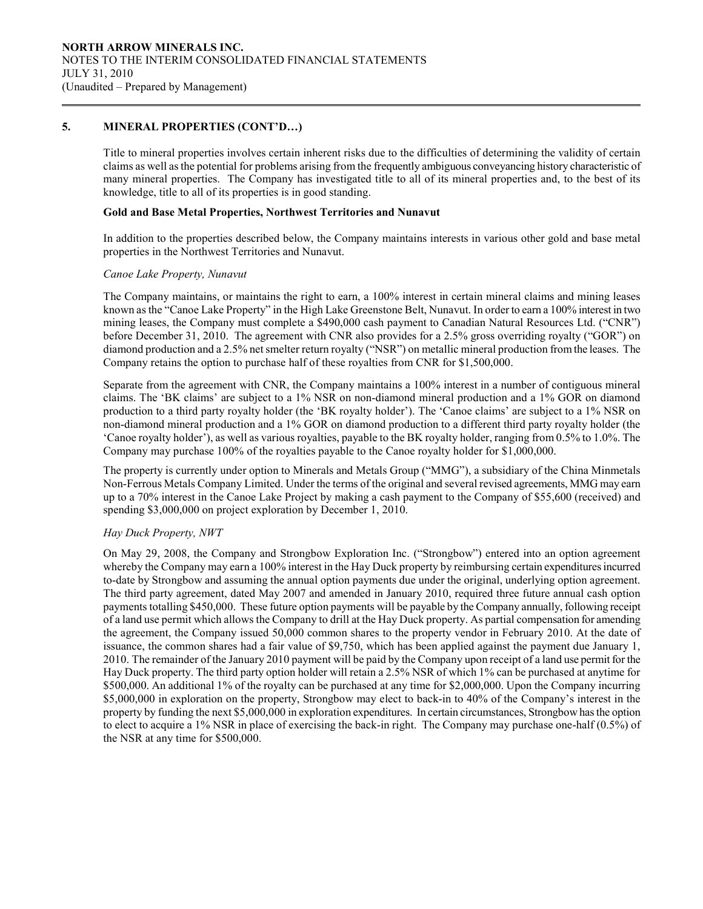## 5. MINERAL PROPERTIES (CONT'D…)

Title to mineral properties involves certain inherent risks due to the difficulties of determining the validity of certain claims as well as the potential for problems arising from the frequently ambiguous conveyancing history characteristic of many mineral properties. The Company has investigated title to all of its mineral properties and, to the best of its knowledge, title to all of its properties is in good standing.

### Gold and Base Metal Properties, Northwest Territories and Nunavut

In addition to the properties described below, the Company maintains interests in various other gold and base metal properties in the Northwest Territories and Nunavut.

*Canoe Lake Property, Nunavut*

The Company maintains, or maintains the right to earn, a 100% interest in certain mineral claims and mining leases known as the "Canoe Lake Property" in the High Lake Greenstone Belt, Nunavut. In order to earn a 100% interest in two mining leases, the Company must complete a $490,000 cash payment to Canadian Natural Resources Ltd. ("CNR") before December 31, 2010. The agreement with CNR also provides for a 2.5% gross overriding royalty ("GOR") on diamond production and a 2.5% net smelter return royalty ("NSR") on metallic mineral production from the leases. The Company retains the option to purchase half of these royalties from CNR for $1,500,000.

Separate from the agreement with CNR, the Company maintains a 100% interest in a number of contiguous mineral claims. The 'BK claims' are subject to a 1% NSR on non-diamond mineral production and a 1% GOR on diamond production to a third party royalty holder (the 'BK royalty holder'). The 'Canoe claims' are subject to a 1% NSR on non-diamond mineral production and a 1% GOR on diamond production to a different third party royalty holder (the 'Canoe royalty holder'), as well as various royalties, payable to the BK royalty holder, ranging from 0.5% to 1.0%. The Company may purchase 100% of the royalties payable to the Canoe royalty holder for $1,000,000.

The property is currently under option to Minerals and Metals Group ("MMG"), a subsidiary of the China Minmetals Non-Ferrous Metals Company Limited. Under the terms of the original and several revised agreements, MMG may earn up to a 70% interest in the Canoe Lake Project by making a cash payment to the Company of $55,600 (received) and spending $3,000,000 on project exploration by December 1, 2010.

*Hay Duck Property, NWT*

On May 29, 2008, the Company and Strongbow Exploration Inc. ("Strongbow") entered into an option agreement whereby the Company may earn a 100% interest in the Hay Duck property by reimbursing certain expenditures incurred to-date by Strongbow and assuming the annual option payments due under the original, underlying option agreement. The third party agreement, dated May 2007 and amended in January 2010, required three future annual cash option payments totalling $450,000. These future option payments will be payable by the Company annually, following receipt of a land use permit which allows the Company to drill at the Hay Duck property. As partial compensation for amending the agreement, the Company issued 50,000 common shares to the property vendor in February 2010. At the date of issuance, the common shares had a fair value of $9,750, which has been applied against the payment due January 1, 2010. The remainder of the January 2010 payment will be paid by the Company upon receipt of a land use permit for the Hay Duck property. The third party option holder will retain a 2.5% NSR of which 1% can be purchased at anytime for $500,000. An additional 1% of the royalty can be purchased at any time for $2,000,000. Upon the Company incurring $5,000,000 in exploration on the property, Strongbow may elect to back-in to 40% of the Company's interest in the property by funding the next $5,000,000 in exploration expenditures. In certain circumstances, Strongbow has the option to elect to acquire a 1% NSR in place of exercising the back-in right. The Company may purchase one-half (0.5%) of the NSR at any time for $500,000.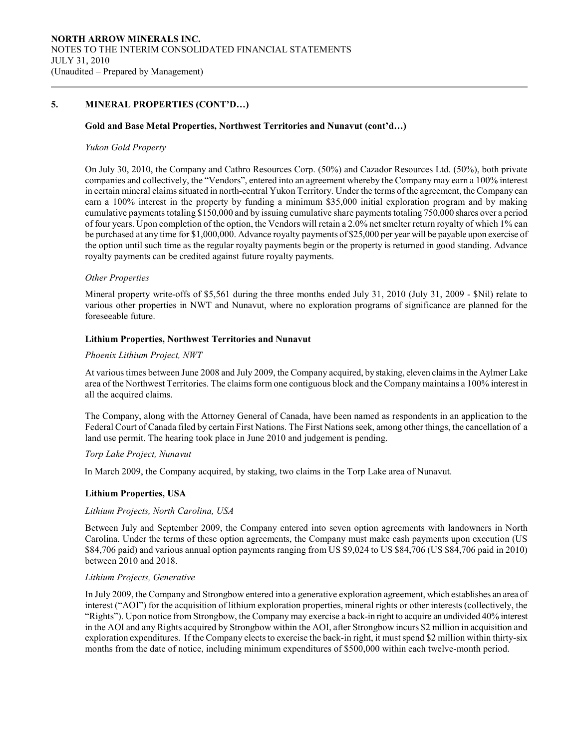## 5. MINERAL PROPERTIES (CONT'D…)

### Gold and Base Metal Properties, Northwest Territories and Nunavut (cont'd…)

*Yukon Gold Property*

On July 30, 2010, the Company and Cathro Resources Corp. (50%) and Cazador Resources Ltd. (50%), both private companies and collectively, the "Vendors", entered into an agreement whereby the Company may earn a 100% interest in certain mineral claims situated in north-central Yukon Territory. Under the terms of the agreement, the Company can earn a 100% interest in the property by funding a minimum $35,000 initial exploration program and by making cumulative payments totaling $150,000 and by issuing cumulative share payments totaling 750,000 shares over a period of four years. Upon completion of the option, the Vendors will retain a 2.0% net smelter return royalty of which 1% can be purchased at any time for $1,000,000. Advance royalty payments of $25,000 per year will be payable upon exercise of the option until such time as the regular royalty payments begin or the property is returned in good standing. Advance royalty payments can be credited against future royalty payments.

*Other Properties*

Mineral property write-offs of $5,561 during the three months ended July 31, 2010 (July 31, 2009 - $Nil) relate to various other properties in NWT and Nunavut, where no exploration programs of significance are planned for the foreseeable future.

### Lithium Properties, Northwest Territories and Nunavut

*Phoenix Lithium Project, NWT*

At various times between June 2008 and July 2009, the Company acquired, by staking, eleven claims in the Aylmer Lake area of the Northwest Territories. The claims form one contiguous block and the Company maintains a 100% interest in all the acquired claims.

The Company, along with the Attorney General of Canada, have been named as respondents in an application to the Federal Court of Canada filed by certain First Nations. The First Nations seek, among other things, the cancellation of a land use permit. The hearing took place in June 2010 and judgement is pending.

*Torp Lake Project, Nunavut*

In March 2009, the Company acquired, by staking, two claims in the Torp Lake area of Nunavut.

### Lithium Properties, USA

*Lithium Projects, North Carolina, USA*

Between July and September 2009, the Company entered into seven option agreements with landowners in North Carolina. Under the terms of these option agreements, the Company must make cash payments upon execution (US $84,706 paid) and various annual option payments ranging from US $9,024 to US $84,706 (US $84,706 paid in 2010) between 2010 and 2018.

*Lithium Projects, Generative*

In July 2009, the Company and Strongbow entered into a generative exploration agreement, which establishes an area of interest ("AOI") for the acquisition of lithium exploration properties, mineral rights or other interests (collectively, the "Rights"). Upon notice from Strongbow, the Company may exercise a back-in right to acquire an undivided 40% interest in the AOI and any Rights acquired by Strongbow within the AOI, after Strongbow incurs $2 million in acquisition and exploration expenditures. If the Company elects to exercise the back-in right, it must spend $2 million within thirty-six months from the date of notice, including minimum expenditures of $500,000 within each twelve-month period.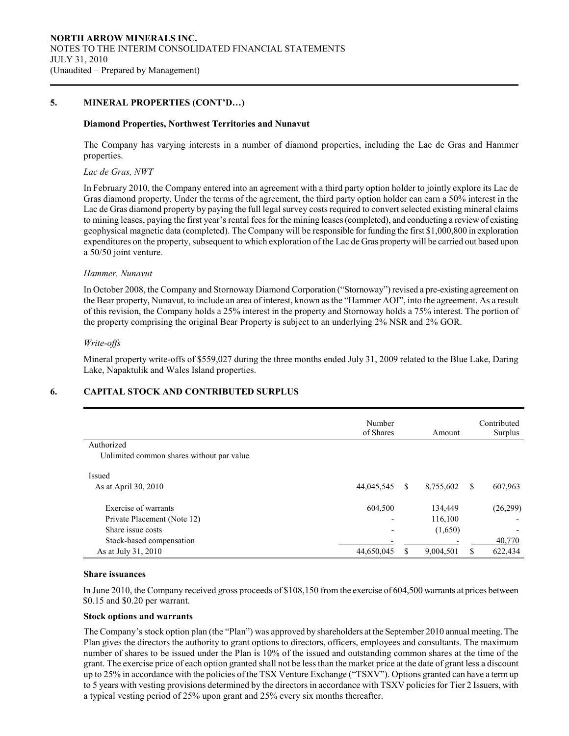## 5. MINERAL PROPERTIES (CONT'D…)

### Diamond Properties, Northwest Territories and Nunavut

The Company has varying interests in a number of diamond properties, including the Lac de Gras and Hammer properties.

*Lac de Gras, NWT*

In February 2010, the Company entered into an agreement with a third party option holder to jointly explore its Lac de Gras diamond property. Under the terms of the agreement, the third party option holder can earn a 50% interest in the Lac de Gras diamond property by paying the full legal survey costs required to convert selected existing mineral claims to mining leases, paying the first year's rental fees for the mining leases (completed), and conducting a review of existing geophysical magnetic data (completed). The Company will be responsible for funding the first $1,000,800 in exploration expenditures on the property, subsequent to which exploration of the Lac de Gras property will be carried out based upon a 50/50 joint venture.

*Hammer, Nunavut*

In October 2008, the Company and Stornoway Diamond Corporation ("Stornoway") revised a pre-existing agreement on the Bear property, Nunavut, to include an area of interest, known as the "Hammer AOI", into the agreement. As a result of this revision, the Company holds a 25% interest in the property and Stornoway holds a 75% interest. The portion of the property comprising the original Bear Property is subject to an underlying 2% NSR and 2% GOR.

*Write-offs*

Mineral property write-offs of $559,027 during the three months ended July 31, 2009 related to the Blue Lake, Daring Lake, Napaktulik and Wales Island properties.

## 6. CAPITAL STOCK AND CONTRIBUTED SURPLUS

| | Number of Shares | Amount | Contributed Surplus |
|---|---|---|---|
| Authorized | | | |
| Unlimited common shares without par value | | | |
| Issued | | | |
| As at April 30, 2010 | 44,045,545 | $ 8,755,602 | $ 607,963 |
| Exercise of warrants | 604,500 | 134,449 | (26,299) |
| Private Placement (Note 12) | - | 116,100 | - |
| Share issue costs | - | (1,650) | - |
| Stock-based compensation | - | - | 40,770 |
| As at July 31, 2010 | 44,650,045 | $ 9,004,501 | $ 622,434 |

### Share issuances

In June 2010, the Company received gross proceeds of $108,150 from the exercise of 604,500 warrants at prices between $0.15 and $0.20 per warrant.

### Stock options and warrants

The Company's stock option plan (the "Plan") was approved by shareholders at the September 2010 annual meeting. The Plan gives the directors the authority to grant options to directors, officers, employees and consultants. The maximum number of shares to be issued under the Plan is 10% of the issued and outstanding common shares at the time of the grant. The exercise price of each option granted shall not be less than the market price at the date of grant less a discount up to 25% in accordance with the policies of the TSX Venture Exchange ("TSXV"). Options granted can have a term up to 5 years with vesting provisions determined by the directors in accordance with TSXV policies for Tier 2 Issuers, with a typical vesting period of 25% upon grant and 25% every six months thereafter.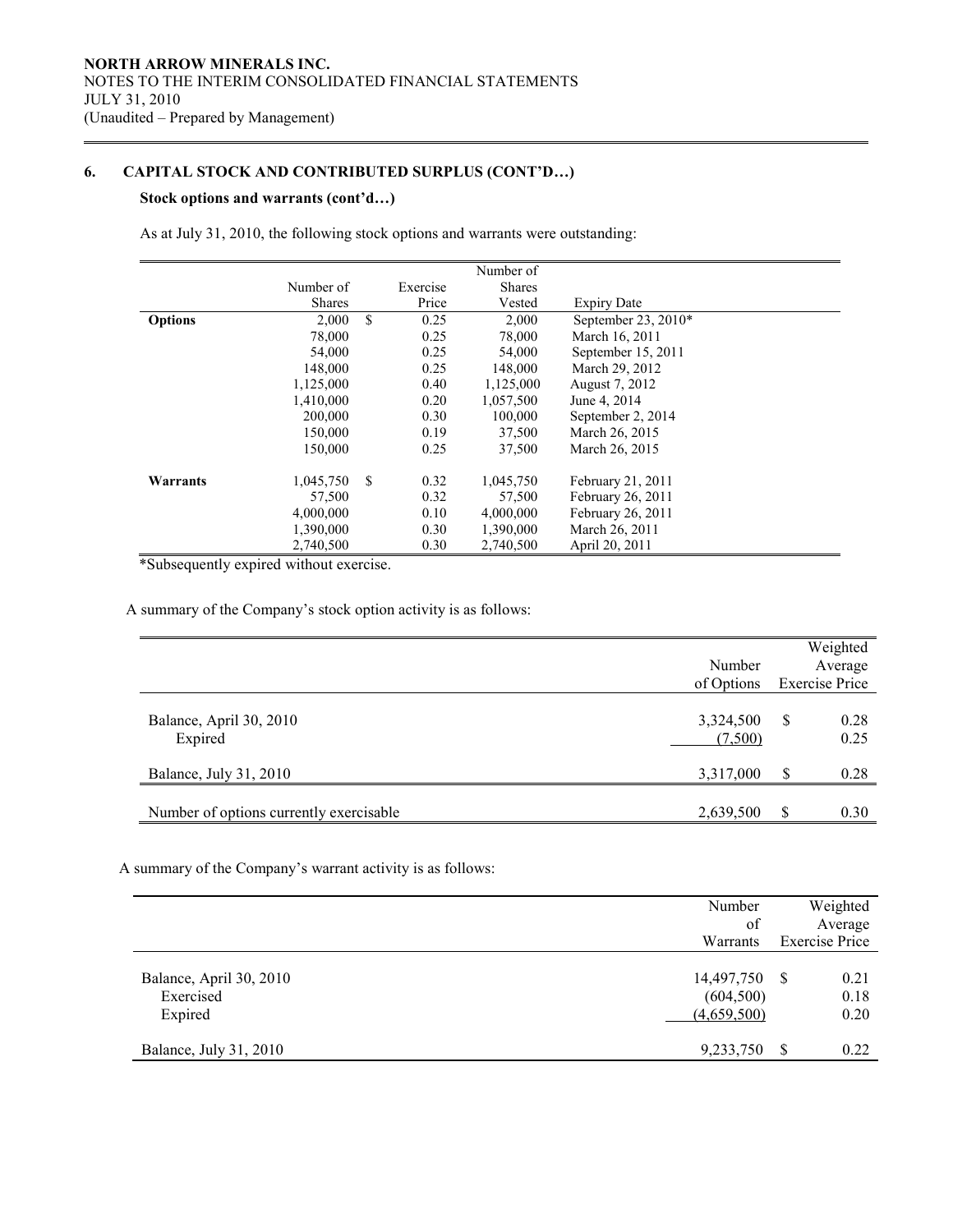## 6. CAPITAL STOCK AND CONTRIBUTED SURPLUS (CONT'D…)

### Stock options and warrants (cont'd…)

As at July 31, 2010, the following stock options and warrants were outstanding:

| | Number of Shares | Exercise Price | Number of Shares Vested | Expiry Date |
|---|---|---|---|---|
| **Options** | 2,000 | $ 0.25 | 2,000 | September 23, 2010* |
| | 78,000 | 0.25 | 78,000 | March 16, 2011 |
| | 54,000 | 0.25 | 54,000 | September 15, 2011 |
| | 148,000 | 0.25 | 148,000 | March 29, 2012 |
| | 1,125,000 | 0.40 | 1,125,000 | August 7, 2012 |
| | 1,410,000 | 0.20 | 1,057,500 | June 4, 2014 |
| | 200,000 | 0.30 | 100,000 | September 2, 2014 |
| | 150,000 | 0.19 | 37,500 | March 26, 2015 |
| | 150,000 | 0.25 | 37,500 | March 26, 2015 |
| **Warrants** | 1,045,750 | $ 0.32 | 1,045,750 | February 21, 2011 |
| | 57,500 | 0.32 | 57,500 | February 26, 2011 |
| | 4,000,000 | 0.10 | 4,000,000 | February 26, 2011 |
| | 1,390,000 | 0.30 | 1,390,000 | March 26, 2011 |
| | 2,740,500 | 0.30 | 2,740,500 | April 20, 2011 |

*Subsequently expired without exercise.

A summary of the Company's stock option activity is as follows:

| | Number of Options | Weighted Average Exercise Price |
|---|---|---|
| Balance, April 30, 2010 | 3,324,500 | $ 0.28 |
| Expired | (7,500) | 0.25 |
| Balance, July 31, 2010 | 3,317,000 | $ 0.28 |
| Number of options currently exercisable | 2,639,500 | $ 0.30 |

A summary of the Company's warrant activity is as follows:

| | Number of Warrants | Weighted Average Exercise Price |
|---|---|---|
| Balance, April 30, 2010 | 14,497,750 | $ 0.21 |
| Exercised | (604,500) | 0.18 |
| Expired | (4,659,500) | 0.20 |
| Balance, July 31, 2010 | 9,233,750 | $ 0.22 |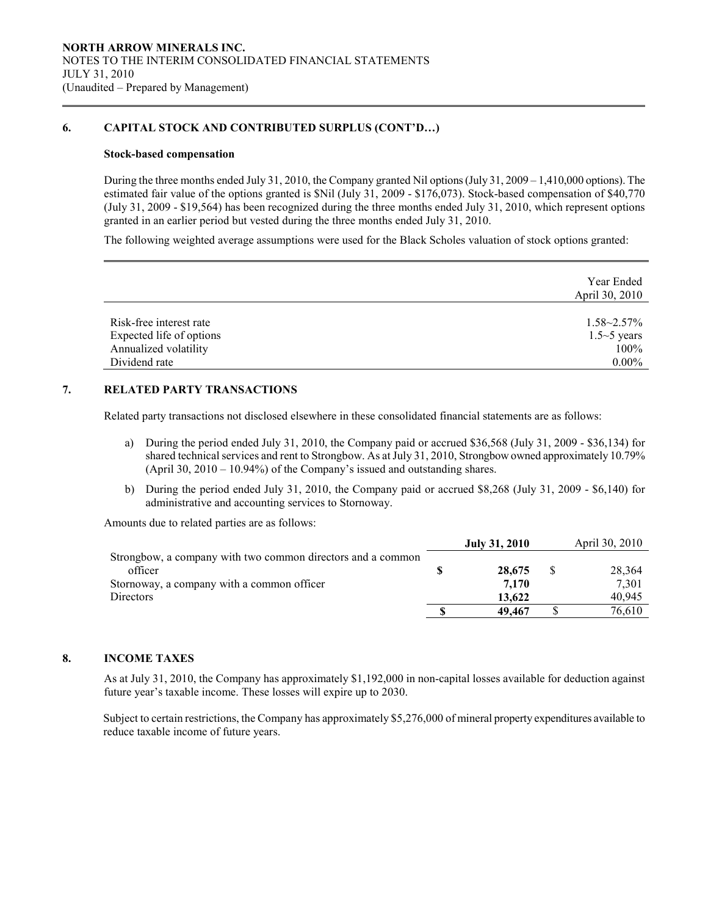**NORTH ARROW MINERALS INC.**
NOTES TO THE INTERIM CONSOLIDATED FINANCIAL STATEMENTS
JULY 31, 2010
(Unaudited – Prepared by Management)

## 6. CAPITAL STOCK AND CONTRIBUTED SURPLUS (CONT'D…)

**Stock-based compensation**

During the three months ended July 31, 2010, the Company granted Nil options (July 31, 2009 – 1,410,000 options). The estimated fair value of the options granted is $Nil (July 31, 2009 - $176,073). Stock-based compensation of $40,770 (July 31, 2009 - $19,564) has been recognized during the three months ended July 31, 2010, which represent options granted in an earlier period but vested during the three months ended July 31, 2010.

The following weighted average assumptions were used for the Black Scholes valuation of stock options granted:

| | Year Ended April 30, 2010 |
|---|---|
| Risk-free interest rate | 1.58~2.57% |
| Expected life of options | 1.5~5 years |
| Annualized volatility | 100% |
| Dividend rate | 0.00% |

## 7. RELATED PARTY TRANSACTIONS

Related party transactions not disclosed elsewhere in these consolidated financial statements are as follows:

a) During the period ended July 31, 2010, the Company paid or accrued $36,568 (July 31, 2009 - $36,134) for shared technical services and rent to Strongbow. As at July 31, 2010, Strongbow owned approximately 10.79% (April 30, 2010 – 10.94%) of the Company's issued and outstanding shares.

b) During the period ended July 31, 2010, the Company paid or accrued $8,268 (July 31, 2009 - $6,140) for administrative and accounting services to Stornoway.

Amounts due to related parties are as follows:

| | **July 31, 2010** | April 30, 2010 |
|---|---|---|
| Strongbow, a company with two common directors and a common officer | **$ 28,675** | $ 28,364 |
| Stornoway, a company with a common officer | **7,170** | 7,301 |
| Directors | **13,622** | 40,945 |
| | **$ 49,467** | $ 76,610 |

## 8. INCOME TAXES

As at July 31, 2010, the Company has approximately $1,192,000 in non-capital losses available for deduction against future year's taxable income. These losses will expire up to 2030.

Subject to certain restrictions, the Company has approximately $5,276,000 of mineral property expenditures available to reduce taxable income of future years.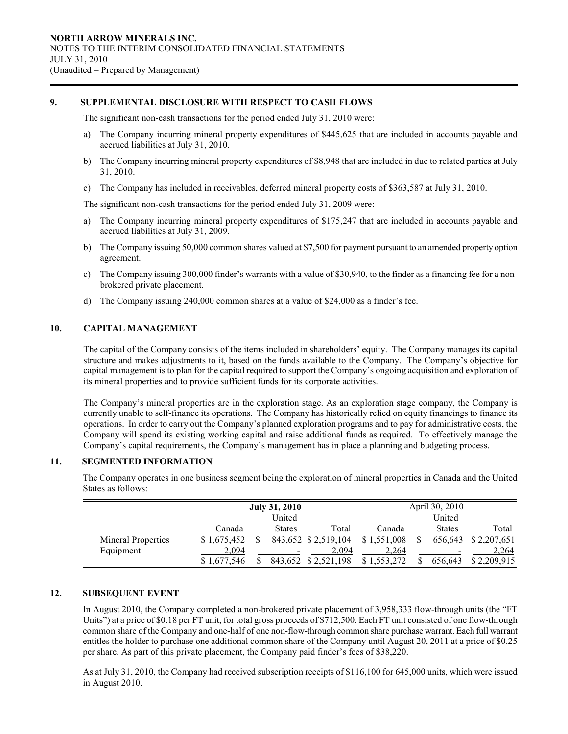NORTH ARROW MINERALS INC.
NOTES TO THE INTERIM CONSOLIDATED FINANCIAL STATEMENTS
JULY 31, 2010
(Unaudited – Prepared by Management)

## 9. SUPPLEMENTAL DISCLOSURE WITH RESPECT TO CASH FLOWS

The significant non-cash transactions for the period ended July 31, 2010 were:

a) The Company incurring mineral property expenditures of $445,625 that are included in accounts payable and accrued liabilities at July 31, 2010.

b) The Company incurring mineral property expenditures of $8,948 that are included in due to related parties at July 31, 2010.

c) The Company has included in receivables, deferred mineral property costs of $363,587 at July 31, 2010.

The significant non-cash transactions for the period ended July 31, 2009 were:

a) The Company incurring mineral property expenditures of $175,247 that are included in accounts payable and accrued liabilities at July 31, 2009.

b) The Company issuing 50,000 common shares valued at $7,500 for payment pursuant to an amended property option agreement.

c) The Company issuing 300,000 finder's warrants with a value of $30,940, to the finder as a financing fee for a non-brokered private placement.

d) The Company issuing 240,000 common shares at a value of $24,000 as a finder's fee.

## 10. CAPITAL MANAGEMENT

The capital of the Company consists of the items included in shareholders' equity. The Company manages its capital structure and makes adjustments to it, based on the funds available to the Company. The Company's objective for capital management is to plan for the capital required to support the Company's ongoing acquisition and exploration of its mineral properties and to provide sufficient funds for its corporate activities.

The Company's mineral properties are in the exploration stage. As an exploration stage company, the Company is currently unable to self-finance its operations. The Company has historically relied on equity financings to finance its operations. In order to carry out the Company's planned exploration programs and to pay for administrative costs, the Company will spend its existing working capital and raise additional funds as required. To effectively manage the Company's capital requirements, the Company's management has in place a planning and budgeting process.

## 11. SEGMENTED INFORMATION

The Company operates in one business segment being the exploration of mineral properties in Canada and the United States as follows:

| | **July 31, 2010** | | | April 30, 2010 | | |
|---|---|---|---|---|---|---|
| | Canada | United States | Total | Canada | United States | Total |
| Mineral Properties | $ 1,675,452 | $ 843,652 | $ 2,519,104 | $ 1,551,008 | $ 656,643 | $ 2,207,651 |
| Equipment | 2,094 | - | 2,094 | 2,264 | - | 2,264 |
| | $ 1,677,546 | $ 843,652 | $ 2,521,198 | $ 1,553,272 | $ 656,643 | $ 2,209,915 |

## 12. SUBSEQUENT EVENT

In August 2010, the Company completed a non-brokered private placement of 3,958,333 flow-through units (the "FT Units") at a price of $0.18 per FT unit, for total gross proceeds of $712,500. Each FT unit consisted of one flow-through common share of the Company and one-half of one non-flow-through common share purchase warrant. Each full warrant entitles the holder to purchase one additional common share of the Company until August 20, 2011 at a price of $0.25 per share. As part of this private placement, the Company paid finder's fees of $38,220.

As at July 31, 2010, the Company had received subscription receipts of $116,100 for 645,000 units, which were issued in August 2010.